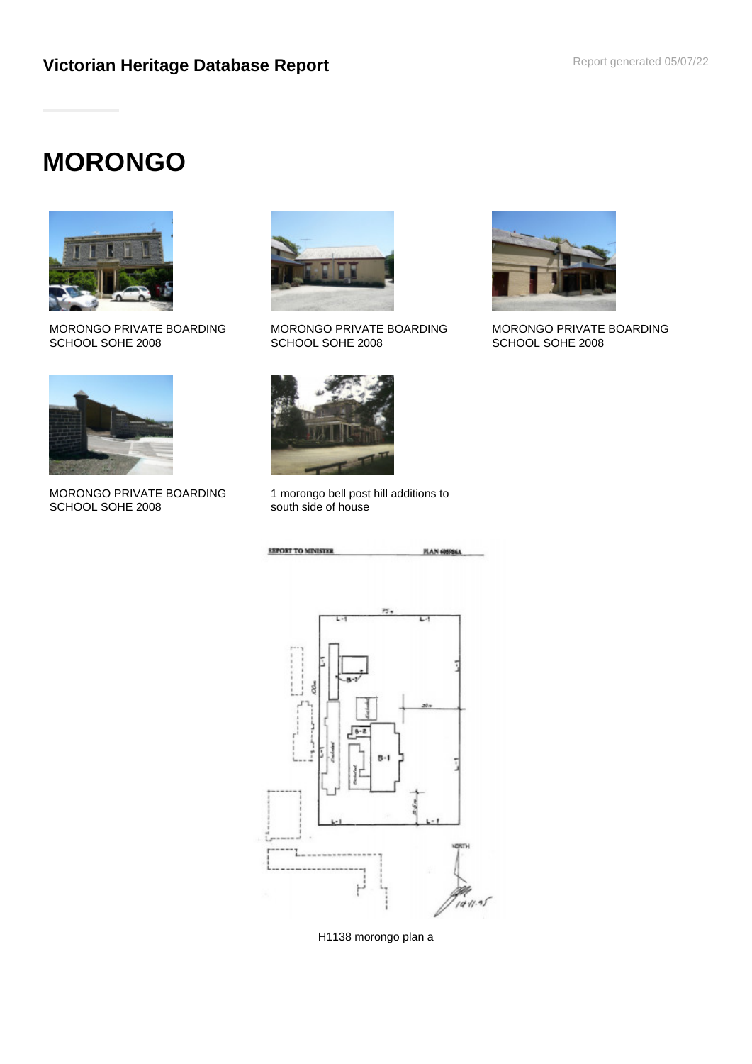Victorian Heritage Database Report

# MORONGO

MORONGO PRIVATE BOARDING SCHOOL SOHE 2008

MORONGO PRIVATE BOARDING SCHOOL SOHE 2008

MORONGO PRIVATE BOARDING SCHOOL SOHE 2008

MORONGO PRIVATE BOARDING SCHOOL SOHE 2008

1 morongo bell post hill additions to south side of house

H1138 morongo plan a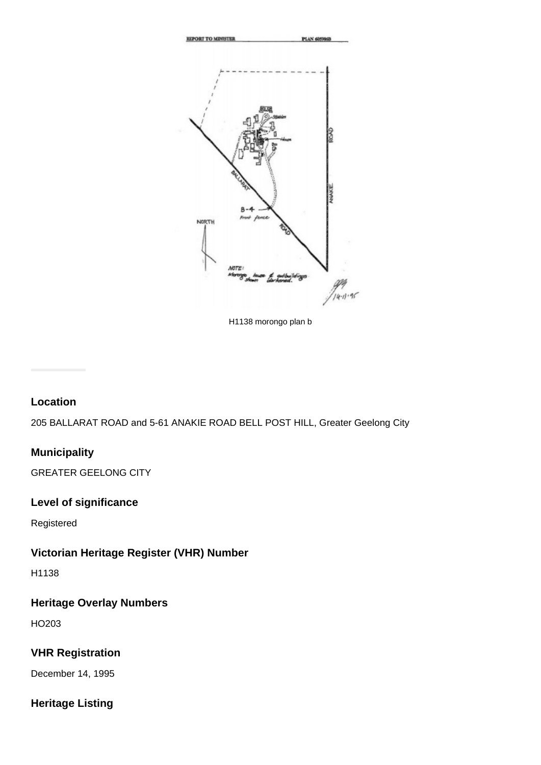H1138 morongo plan b

## Location

205 BALLARAT ROAD and 5-61 ANAKIE ROAD BELL POST HILL, Greater Geelong City

## Municipality

GREATER GEELONG CITY

## Level of significance

Registered

## Victorian Heritage Register (VHR) Number

H1138

## Heritage Overlay Numbers

HO203

## VHR Registration

December 14, 1995

## Heritage Listing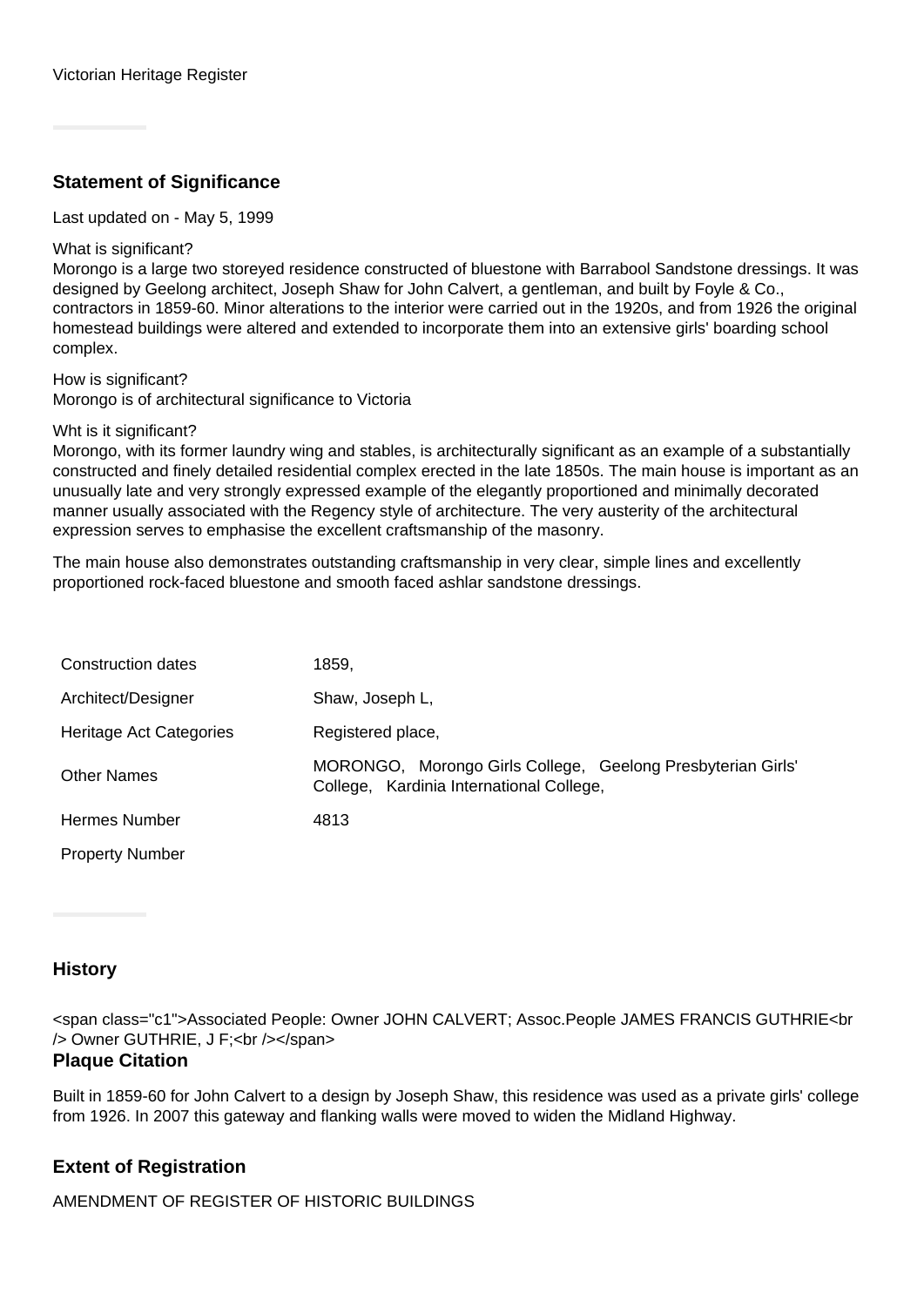Victorian Heritage Register

## Statement of Significance

Last updated on - May 5, 1999

What is significant?
Morongo is a large two storeyed residence constructed of bluestone with Barrabool Sandstone dressings. It was designed by Geelong architect, Joseph Shaw for John Calvert, a gentleman, and built by Foyle & Co., contractors in 1859-60. Minor alterations to the interior were carried out in the 1920s, and from 1926 the original homestead buildings were altered and extended to incorporate them into an extensive girls' boarding school complex.

How is significant?
Morongo is of architectural significance to Victoria

Wht is it significant?
Morongo, with its former laundry wing and stables, is architecturally significant as an example of a substantially constructed and finely detailed residential complex erected in the late 1850s. The main house is important as an unusually late and very strongly expressed example of the elegantly proportioned and minimally decorated manner usually associated with the Regency style of architecture. The very austerity of the architectural expression serves to emphasise the excellent craftsmanship of the masonry.

The main house also demonstrates outstanding craftsmanship in very clear, simple lines and excellently proportioned rock-faced bluestone and smooth faced ashlar sandstone dressings.

| | |
|---|---|
| Construction dates | 1859, |
| Architect/Designer | Shaw, Joseph L, |
| Heritage Act Categories | Registered place, |
| Other Names | MORONGO, Morongo Girls College, Geelong Presbyterian Girls' College, Kardinia International College, |
| Hermes Number | 4813 |
| Property Number | |

## History

<span class="c1">Associated People: Owner JOHN CALVERT; Assoc.People JAMES FRANCIS GUTHRIE<br /> Owner GUTHRIE, J F;<br /></span>

## Plaque Citation

Built in 1859-60 for John Calvert to a design by Joseph Shaw, this residence was used as a private girls' college from 1926. In 2007 this gateway and flanking walls were moved to widen the Midland Highway.

## Extent of Registration

AMENDMENT OF REGISTER OF HISTORIC BUILDINGS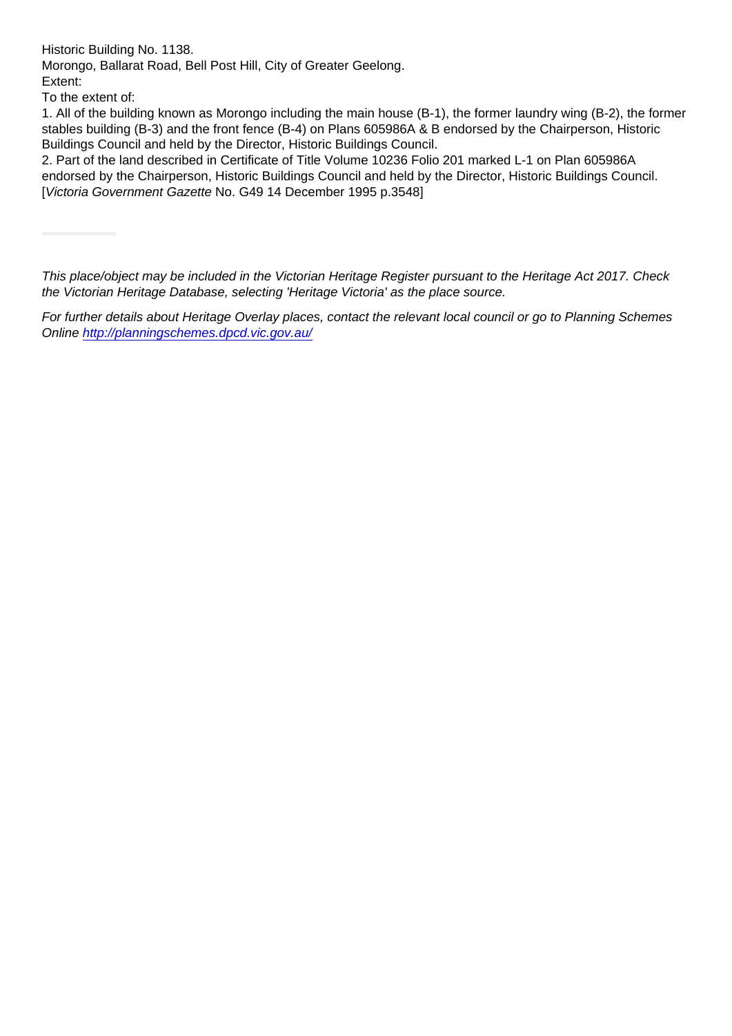Historic Building No. 1138.
Morongo, Ballarat Road, Bell Post Hill, City of Greater Geelong.
Extent:
To the extent of:
1. All of the building known as Morongo including the main house (B-1), the former laundry wing (B-2), the former stables building (B-3) and the front fence (B-4) on Plans 605986A & B endorsed by the Chairperson, Historic Buildings Council and held by the Director, Historic Buildings Council.
2. Part of the land described in Certificate of Title Volume 10236 Folio 201 marked L-1 on Plan 605986A endorsed by the Chairperson, Historic Buildings Council and held by the Director, Historic Buildings Council.
[*Victoria Government Gazette* No. G49 14 December 1995 p.3548]

---

*This place/object may be included in the Victorian Heritage Register pursuant to the Heritage Act 2017. Check the Victorian Heritage Database, selecting 'Heritage Victoria' as the place source.*

*For further details about Heritage Overlay places, contact the relevant local council or go to Planning Schemes Online [http://planningschemes.dpcd.vic.gov.au/](http://planningschemes.dpcd.vic.gov.au/)*